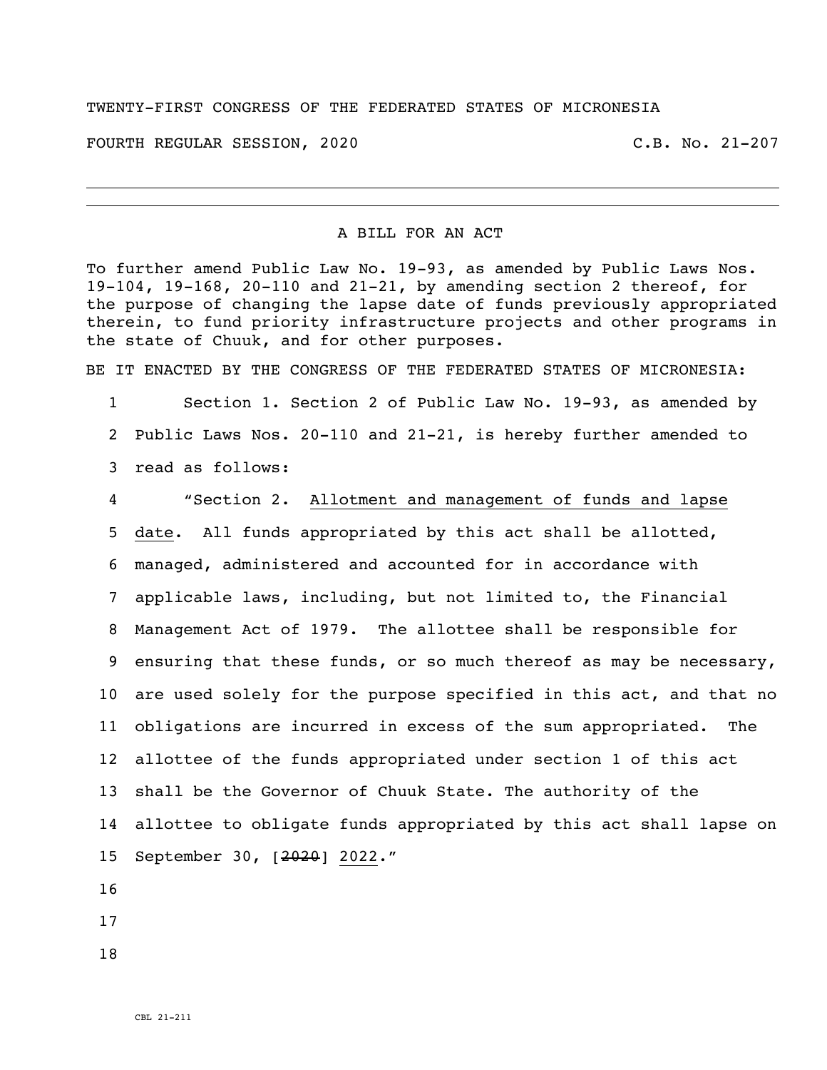TWENTY-FIRST CONGRESS OF THE FEDERATED STATES OF MICRONESIA

FOURTH REGULAR SESSION, 2020 C.B. No. 21-207

# A BILL FOR AN ACT

To further amend Public Law No. 19-93, as amended by Public Laws Nos. 19-104, 19-168, 20-110 and 21-21, by amending section 2 thereof, for the purpose of changing the lapse date of funds previously appropriated therein, to fund priority infrastructure projects and other programs in the state of Chuuk, and for other purposes.

BE IT ENACTED BY THE CONGRESS OF THE FEDERATED STATES OF MICRONESIA:

1 Section 1. Section 2 of Public Law No. 19-93, as amended by
2 Public Laws Nos. 20-110 and 21-21, is hereby further amended to
3 read as follows:
4 "Section 2. Allotment and management of funds and lapse
5 date. All funds appropriated by this act shall be allotted,
6 managed, administered and accounted for in accordance with
7 applicable laws, including, but not limited to, the Financial
8 Management Act of 1979. The allottee shall be responsible for
9 ensuring that these funds, or so much thereof as may be necessary,
10 are used solely for the purpose specified in this act, and that no
11 obligations are incurred in excess of the sum appropriated. The
12 allottee of the funds appropriated under section 1 of this act
13 shall be the Governor of Chuuk State. The authority of the
14 allottee to obligate funds appropriated by this act shall lapse on
15 September 30, [~~2020~~] 2022."
16
17
18

CBL 21-211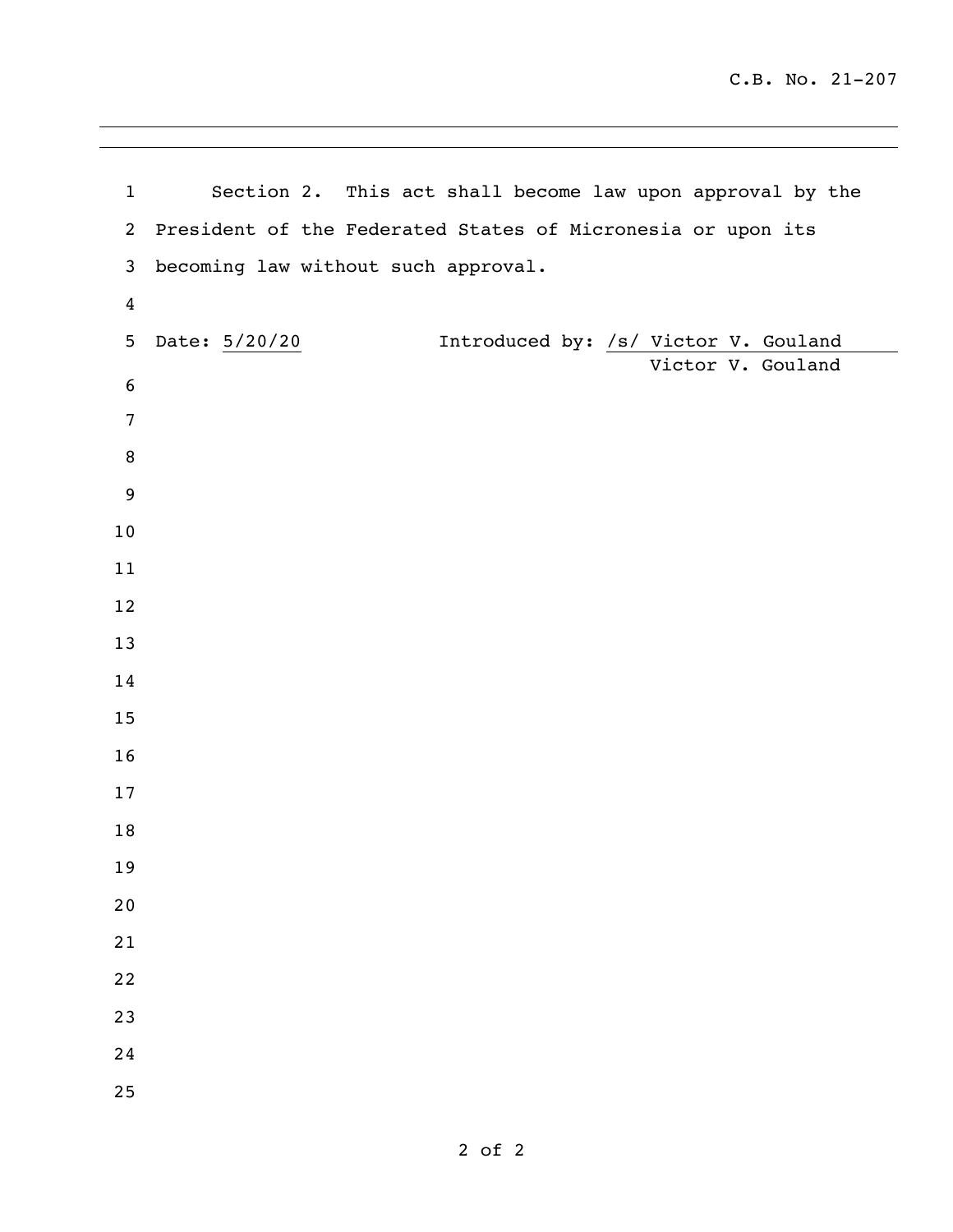Section 2. This act shall become law upon approval by the President of the Federated States of Micronesia or upon its becoming law without such approval.

Date: 5/20/20

Introduced by: /s/ Victor V. Gouland

Victor V. Gouland